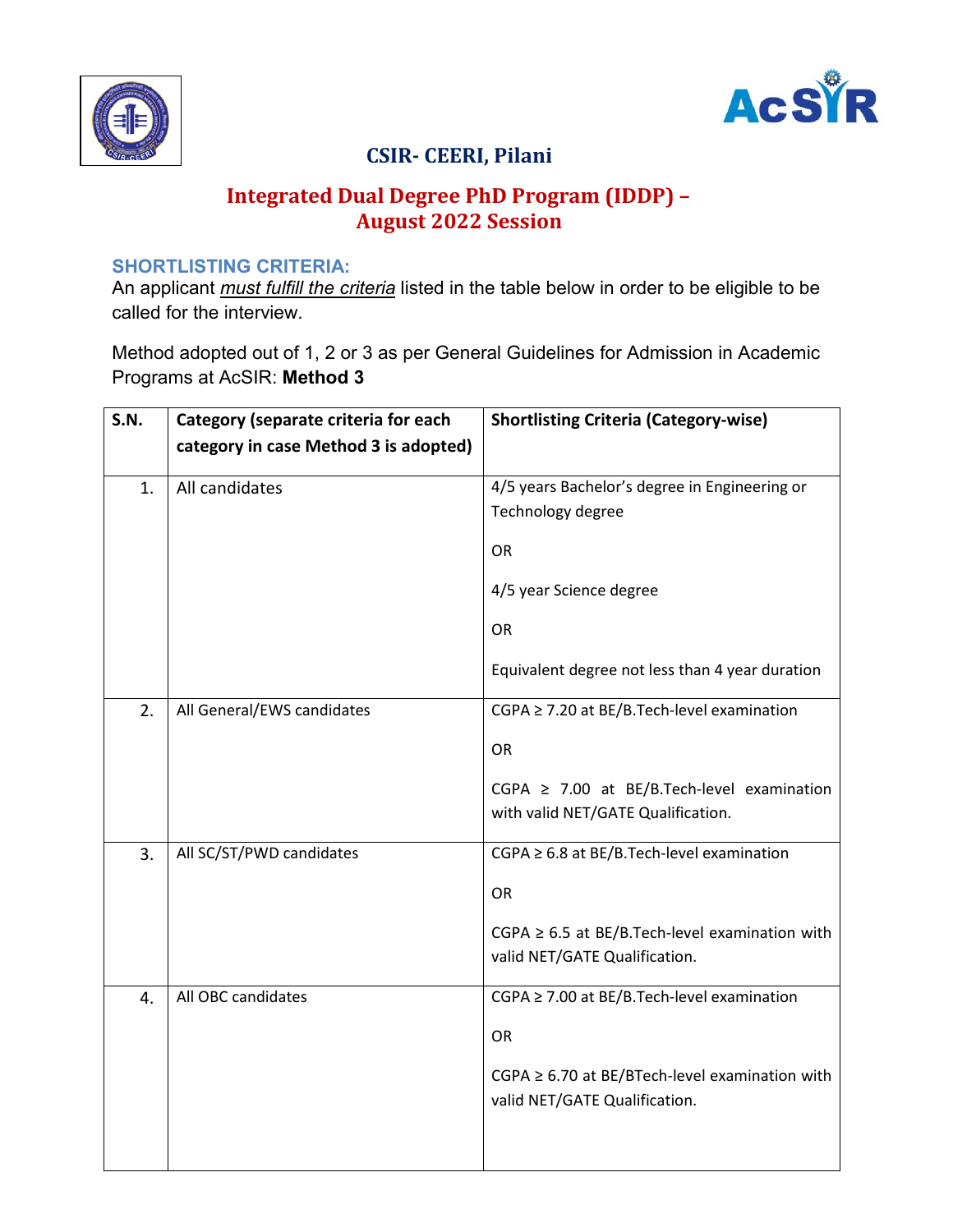# CSIR- CEERI, Pilani

## Integrated Dual Degree PhD Program (IDDP) – August 2022 Session

### SHORTLISTING CRITERIA:

An applicant *must fulfill the criteria* listed in the table below in order to be eligible to be called for the interview.

Method adopted out of 1, 2 or 3 as per General Guidelines for Admission in Academic Programs at AcSIR: **Method 3**

| S.N. | Category (separate criteria for each category in case Method 3 is adopted) | Shortlisting Criteria (Category-wise) |
|---|---|---|
| 1. | All candidates | 4/5 years Bachelor's degree in Engineering or Technology degree<br><br>OR<br><br>4/5 year Science degree<br><br>OR<br><br>Equivalent degree not less than 4 year duration |
| 2. | All General/EWS candidates | CGPA ≥ 7.20 at BE/B.Tech-level examination<br><br>OR<br><br>CGPA ≥ 7.00 at BE/B.Tech-level examination with valid NET/GATE Qualification. |
| 3. | All SC/ST/PWD candidates | CGPA ≥ 6.8 at BE/B.Tech-level examination<br><br>OR<br><br>CGPA ≥ 6.5 at BE/B.Tech-level examination with valid NET/GATE Qualification. |
| 4. | All OBC candidates | CGPA ≥ 7.00 at BE/B.Tech-level examination<br><br>OR<br><br>CGPA ≥ 6.70 at BE/BTech-level examination with valid NET/GATE Qualification. |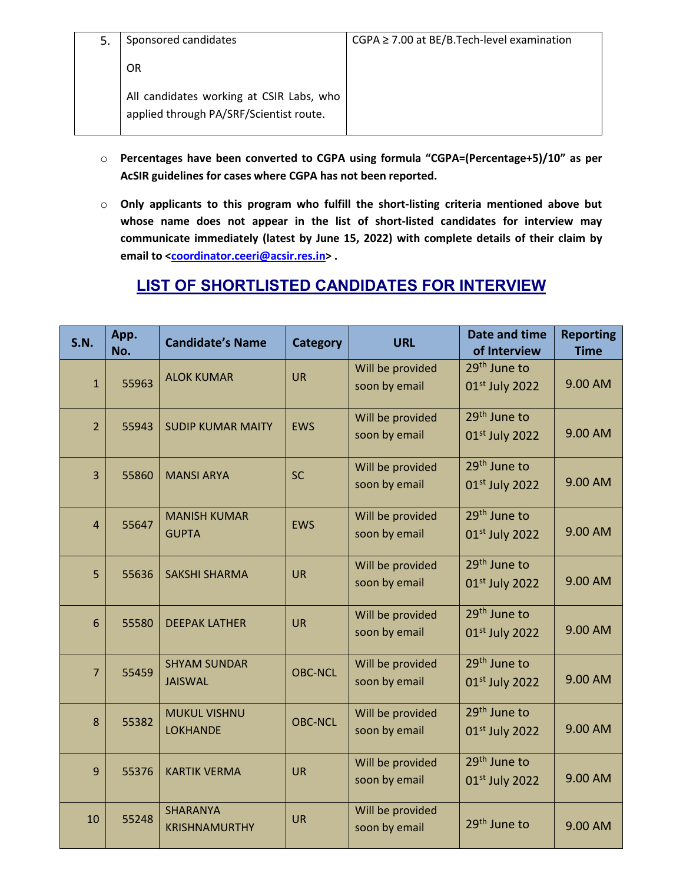| 5. | Sponsored candidates<br><br>OR<br><br>All candidates working at CSIR Labs, who applied through PA/SRF/Scientist route. | CGPA ≥ 7.00 at BE/B.Tech-level examination |
|---|---|---|

- **Percentages have been converted to CGPA using formula "CGPA=(Percentage+5)/10" as per AcSIR guidelines for cases where CGPA has not been reported.**
- **Only applicants to this program who fulfill the short-listing criteria mentioned above but whose name does not appear in the list of short-listed candidates for interview may communicate immediately (latest by June 15, 2022) with complete details of their claim by email to <coordinator.ceeri@acsir.res.in> .**

## LIST OF SHORTLISTED CANDIDATES FOR INTERVIEW

| S.N. | App. No. | Candidate's Name | Category | URL | Date and time of Interview | Reporting Time |
|---|---|---|---|---|---|---|
| 1 | 55963 | ALOK KUMAR | UR | Will be provided soon by email | 29th June to 01st July 2022 | 9.00 AM |
| 2 | 55943 | SUDIP KUMAR MAITY | EWS | Will be provided soon by email | 29th June to 01st July 2022 | 9.00 AM |
| 3 | 55860 | MANSI ARYA | SC | Will be provided soon by email | 29th June to 01st July 2022 | 9.00 AM |
| 4 | 55647 | MANISH KUMAR GUPTA | EWS | Will be provided soon by email | 29th June to 01st July 2022 | 9.00 AM |
| 5 | 55636 | SAKSHI SHARMA | UR | Will be provided soon by email | 29th June to 01st July 2022 | 9.00 AM |
| 6 | 55580 | DEEPAK LATHER | UR | Will be provided soon by email | 29th June to 01st July 2022 | 9.00 AM |
| 7 | 55459 | SHYAM SUNDAR JAISWAL | OBC-NCL | Will be provided soon by email | 29th June to 01st July 2022 | 9.00 AM |
| 8 | 55382 | MUKUL VISHNU LOKHANDE | OBC-NCL | Will be provided soon by email | 29th June to 01st July 2022 | 9.00 AM |
| 9 | 55376 | KARTIK VERMA | UR | Will be provided soon by email | 29th June to 01st July 2022 | 9.00 AM |
| 10 | 55248 | SHARANYA KRISHNAMURTHY | UR | Will be provided soon by email | 29th June to | 9.00 AM |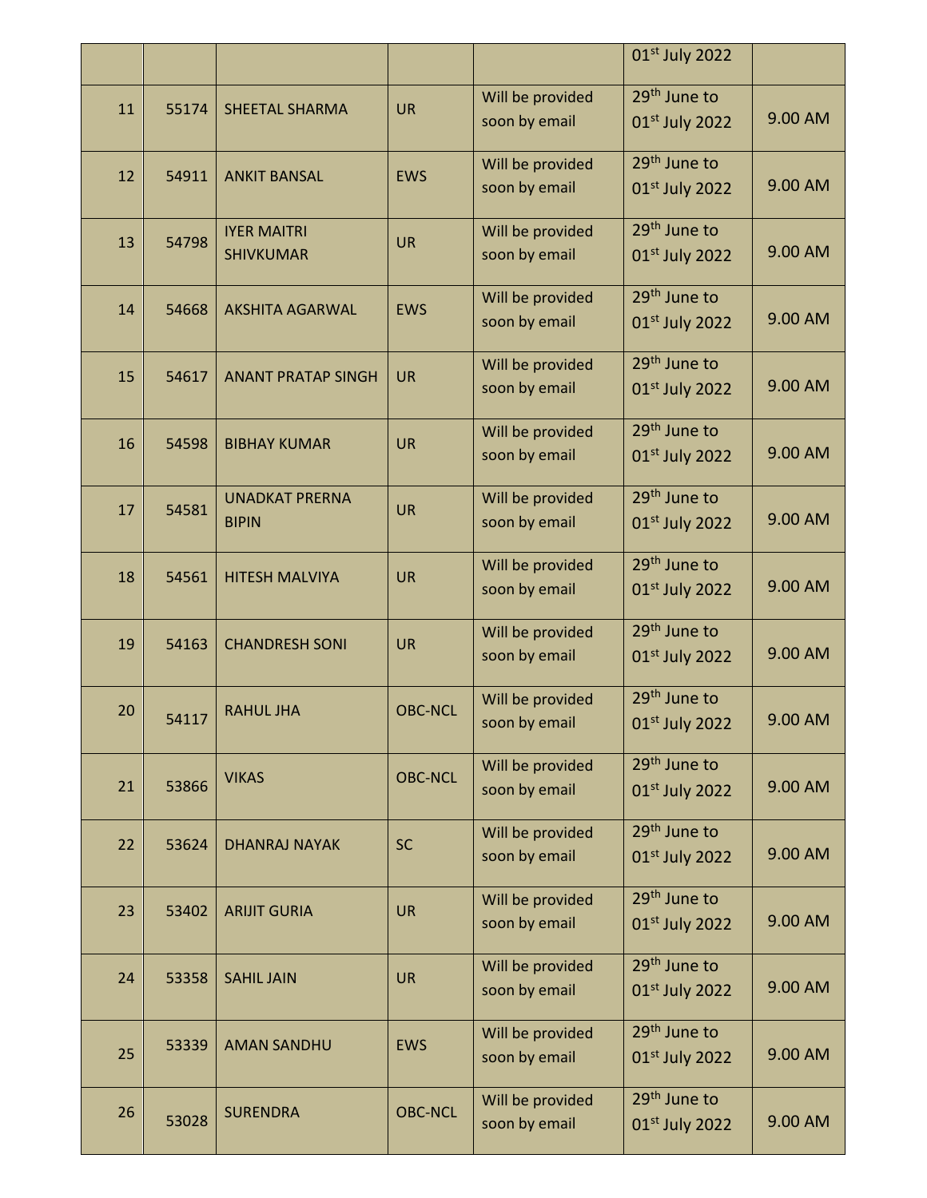| | | | | | 01st July 2022 | |
|---|---|---|---|---|---|---|
| 11 | 55174 | SHEETAL SHARMA | UR | Will be provided soon by email | 29th June to 01st July 2022 | 9.00 AM |
| 12 | 54911 | ANKIT BANSAL | EWS | Will be provided soon by email | 29th June to 01st July 2022 | 9.00 AM |
| 13 | 54798 | IYER MAITRI SHIVKUMAR | UR | Will be provided soon by email | 29th June to 01st July 2022 | 9.00 AM |
| 14 | 54668 | AKSHITA AGARWAL | EWS | Will be provided soon by email | 29th June to 01st July 2022 | 9.00 AM |
| 15 | 54617 | ANANT PRATAP SINGH | UR | Will be provided soon by email | 29th June to 01st July 2022 | 9.00 AM |
| 16 | 54598 | BIBHAY KUMAR | UR | Will be provided soon by email | 29th June to 01st July 2022 | 9.00 AM |
| 17 | 54581 | UNADKAT PRERNA BIPIN | UR | Will be provided soon by email | 29th June to 01st July 2022 | 9.00 AM |
| 18 | 54561 | HITESH MALVIYA | UR | Will be provided soon by email | 29th June to 01st July 2022 | 9.00 AM |
| 19 | 54163 | CHANDRESH SONI | UR | Will be provided soon by email | 29th June to 01st July 2022 | 9.00 AM |
| 20 | 54117 | RAHUL JHA | OBC-NCL | Will be provided soon by email | 29th June to 01st July 2022 | 9.00 AM |
| 21 | 53866 | VIKAS | OBC-NCL | Will be provided soon by email | 29th June to 01st July 2022 | 9.00 AM |
| 22 | 53624 | DHANRAJ NAYAK | SC | Will be provided soon by email | 29th June to 01st July 2022 | 9.00 AM |
| 23 | 53402 | ARIJIT GURIA | UR | Will be provided soon by email | 29th June to 01st July 2022 | 9.00 AM |
| 24 | 53358 | SAHIL JAIN | UR | Will be provided soon by email | 29th June to 01st July 2022 | 9.00 AM |
| 25 | 53339 | AMAN SANDHU | EWS | Will be provided soon by email | 29th June to 01st July 2022 | 9.00 AM |
| 26 | 53028 | SURENDRA | OBC-NCL | Will be provided soon by email | 29th June to 01st July 2022 | 9.00 AM |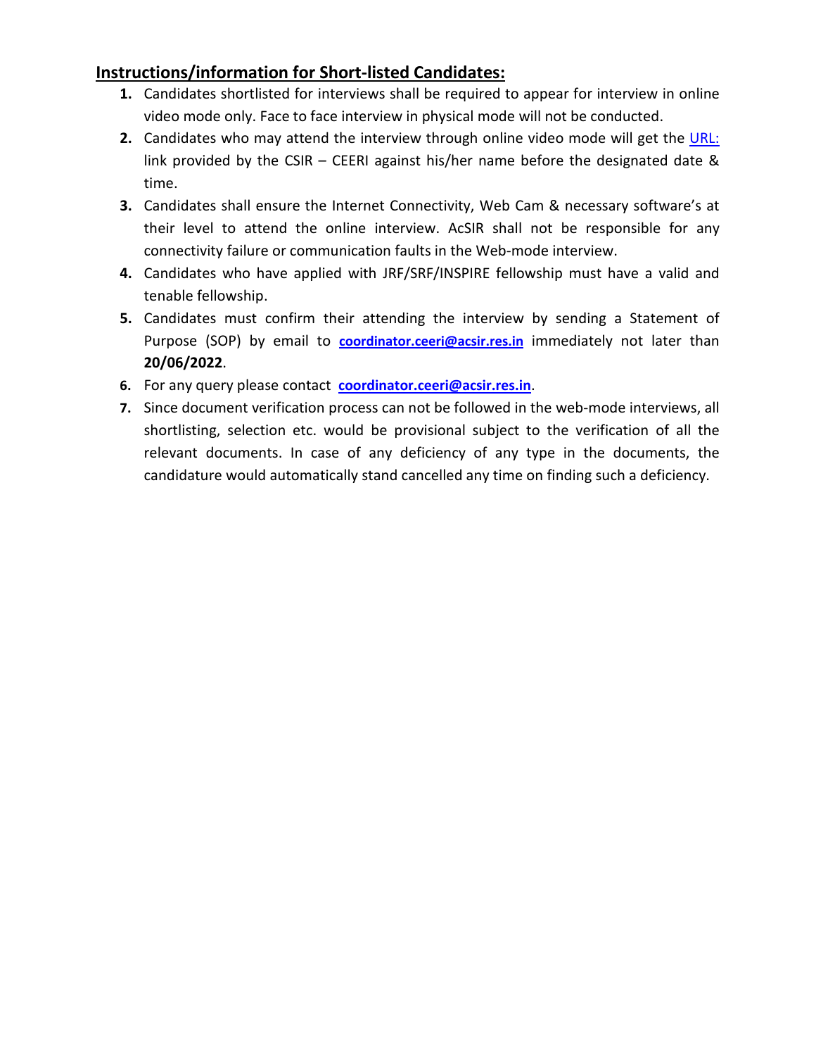## Instructions/information for Short-listed Candidates:

1. Candidates shortlisted for interviews shall be required to appear for interview in online video mode only. Face to face interview in physical mode will not be conducted.
2. Candidates who may attend the interview through online video mode will get the URL: link provided by the CSIR – CEERI against his/her name before the designated date & time.
3. Candidates shall ensure the Internet Connectivity, Web Cam & necessary software's at their level to attend the online interview. AcSIR shall not be responsible for any connectivity failure or communication faults in the Web-mode interview.
4. Candidates who have applied with JRF/SRF/INSPIRE fellowship must have a valid and tenable fellowship.
5. Candidates must confirm their attending the interview by sending a Statement of Purpose (SOP) by email to **coordinator.ceeri@acsir.res.in** immediately not later than **20/06/2022**.
6. For any query please contact **coordinator.ceeri@acsir.res.in**.
7. Since document verification process can not be followed in the web-mode interviews, all shortlisting, selection etc. would be provisional subject to the verification of all the relevant documents. In case of any deficiency of any type in the documents, the candidature would automatically stand cancelled any time on finding such a deficiency.